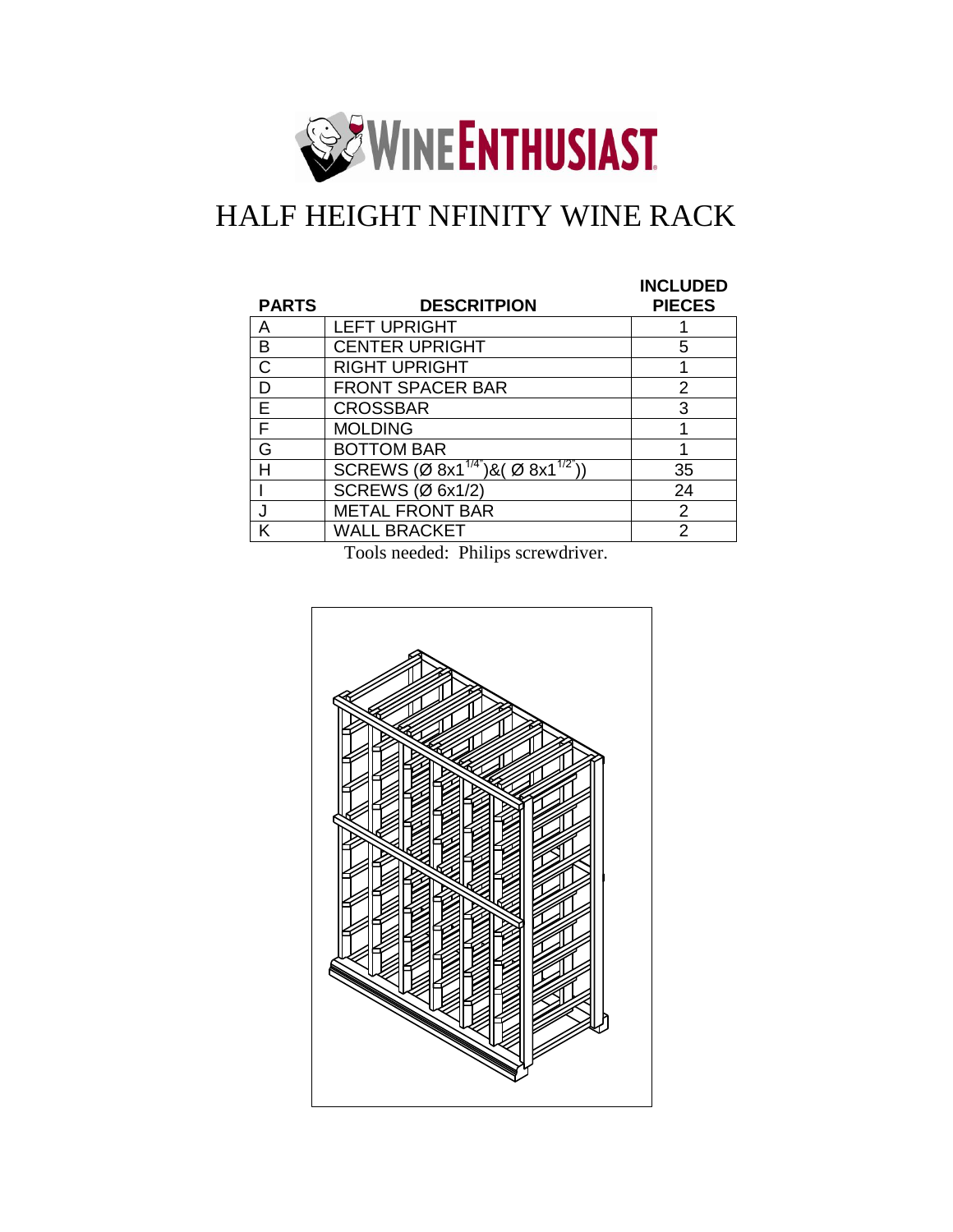# HALF HEIGHT NFINITY WINE RACK

| PARTS | DESCRITPION | INCLUDED PIECES |
|---|---|---|
| A | LEFT UPRIGHT | 1 |
| B | CENTER UPRIGHT | 5 |
| C | RIGHT UPRIGHT | 1 |
| D | FRONT SPACER BAR | 2 |
| E | CROSSBAR | 3 |
| F | MOLDING | 1 |
| G | BOTTOM BAR | 1 |
| H | SCREWS (Ø 8x1 1/4")&( Ø 8x1 1/2")) | 35 |
| I | SCREWS (Ø 6x1/2) | 24 |
| J | METAL FRONT BAR | 2 |
| K | WALL BRACKET | 2 |

Tools needed: Philips screwdriver.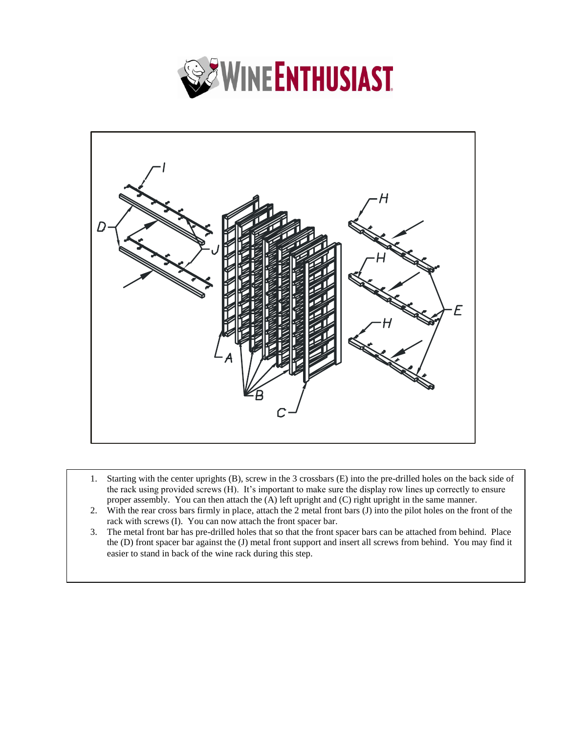1. Starting with the center uprights (B), screw in the 3 crossbars (E) into the pre-drilled holes on the back side of the rack using provided screws (H). It's important to make sure the display row lines up correctly to ensure proper assembly. You can then attach the (A) left upright and (C) right upright in the same manner.
2. With the rear cross bars firmly in place, attach the 2 metal front bars (J) into the pilot holes on the front of the rack with screws (I). You can now attach the front spacer bar.
3. The metal front bar has pre-drilled holes that so that the front spacer bars can be attached from behind. Place the (D) front spacer bar against the (J) metal front support and insert all screws from behind. You may find it easier to stand in back of the wine rack during this step.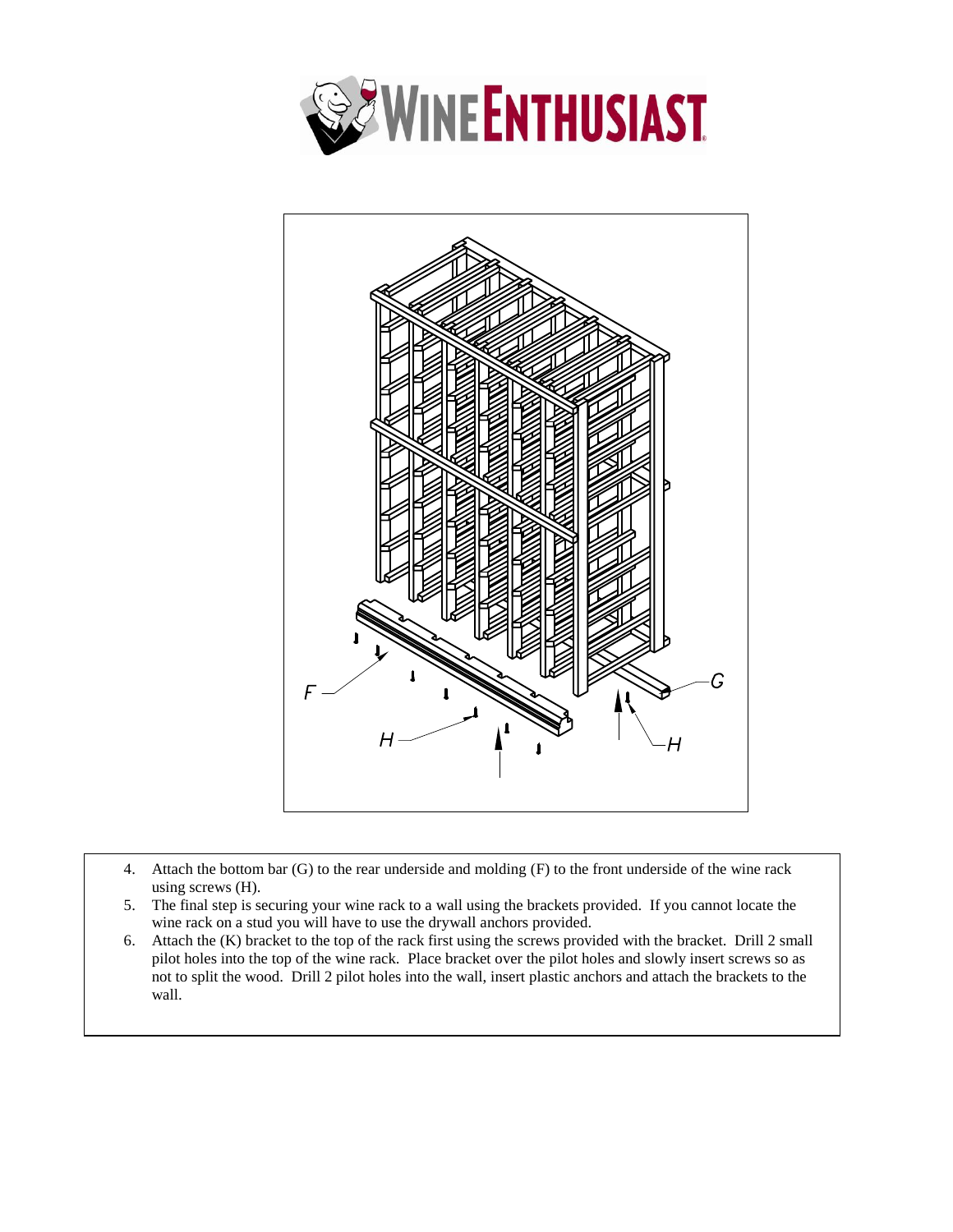4. Attach the bottom bar (G) to the rear underside and molding (F) to the front underside of the wine rack using screws (H).
5. The final step is securing your wine rack to a wall using the brackets provided. If you cannot locate the wine rack on a stud you will have to use the drywall anchors provided.
6. Attach the (K) bracket to the top of the rack first using the screws provided with the bracket. Drill 2 small pilot holes into the top of the wine rack. Place bracket over the pilot holes and slowly insert screws so as not to split the wood. Drill 2 pilot holes into the wall, insert plastic anchors and attach the brackets to the wall.